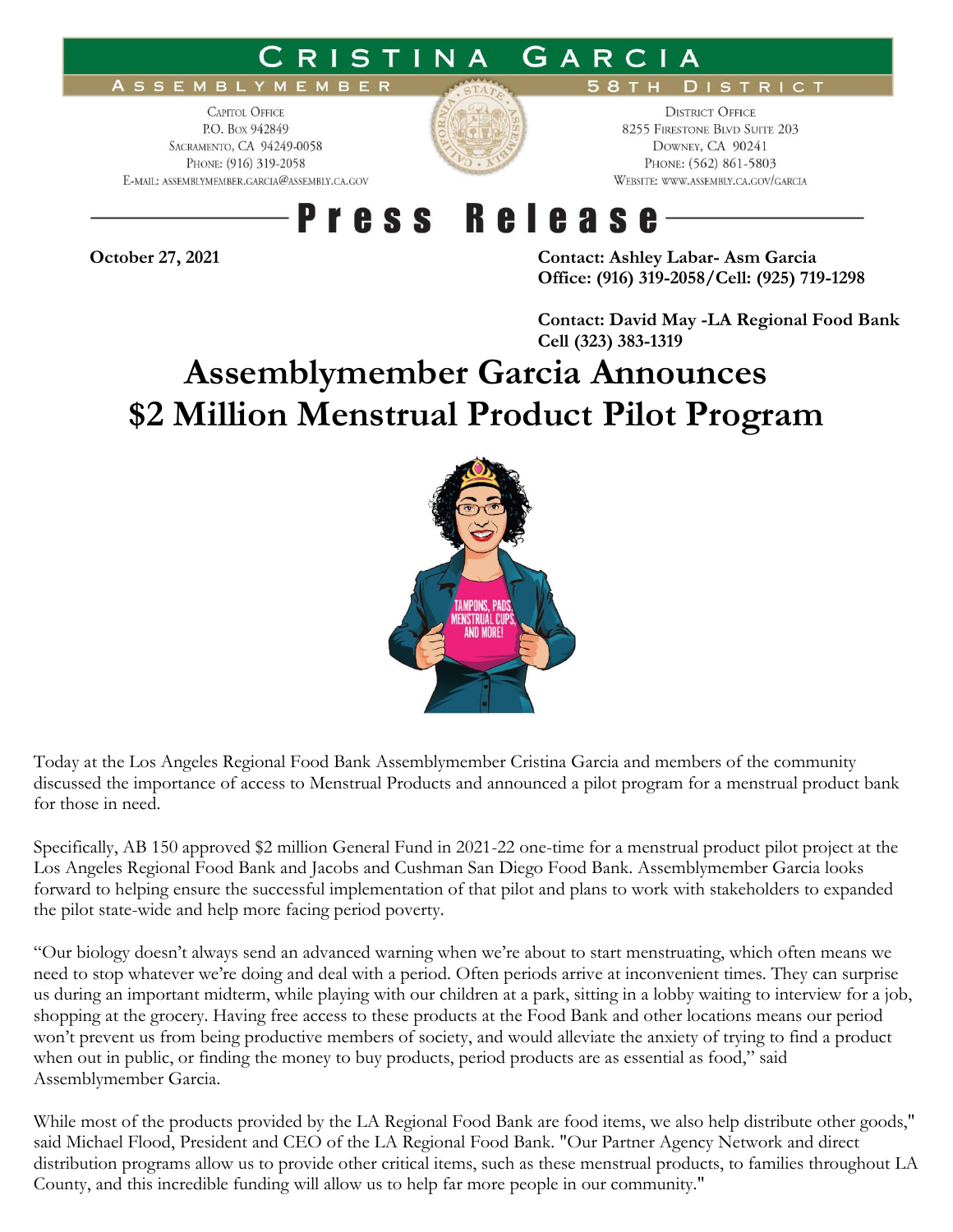# CRISTINA GARCIA

ASSEMBLYMEMBER — 58TH DISTRICT

CAPITOL OFFICE
P.O. BOX 942849
SACRAMENTO, CA 94249-0058
PHONE: (916) 319-2058
E-MAIL: ASSEMBLYMEMBER.GARCIA@ASSEMBLY.CA.GOV

DISTRICT OFFICE
8255 FIRESTONE BLVD SUITE 203
DOWNEY, CA 90241
PHONE: (562) 861-5803
WEBSITE: WWW.ASSEMBLY.CA.GOV/GARCIA

## Press Release

**October 27, 2021**

**Contact: Ashley Labar- Asm Garcia**
**Office: (916) 319-2058/Cell: (925) 719-1298**

**Contact: David May -LA Regional Food Bank**
**Cell (323) 383-1319**

# Assemblymember Garcia Announces $2 Million Menstrual Product Pilot Program

Today at the Los Angeles Regional Food Bank Assemblymember Cristina Garcia and members of the community discussed the importance of access to Menstrual Products and announced a pilot program for a menstrual product bank for those in need.

Specifically, AB 150 approved $2 million General Fund in 2021-22 one-time for a menstrual product pilot project at the Los Angeles Regional Food Bank and Jacobs and Cushman San Diego Food Bank. Assemblymember Garcia looks forward to helping ensure the successful implementation of that pilot and plans to work with stakeholders to expanded the pilot state-wide and help more facing period poverty.

"Our biology doesn't always send an advanced warning when we're about to start menstruating, which often means we need to stop whatever we're doing and deal with a period. Often periods arrive at inconvenient times. They can surprise us during an important midterm, while playing with our children at a park, sitting in a lobby waiting to interview for a job, shopping at the grocery. Having free access to these products at the Food Bank and other locations means our period won't prevent us from being productive members of society, and would alleviate the anxiety of trying to find a product when out in public, or finding the money to buy products, period products are as essential as food," said Assemblymember Garcia.

While most of the products provided by the LA Regional Food Bank are food items, we also help distribute other goods," said Michael Flood, President and CEO of the LA Regional Food Bank. "Our Partner Agency Network and direct distribution programs allow us to provide other critical items, such as these menstrual products, to families throughout LA County, and this incredible funding will allow us to help far more people in our community."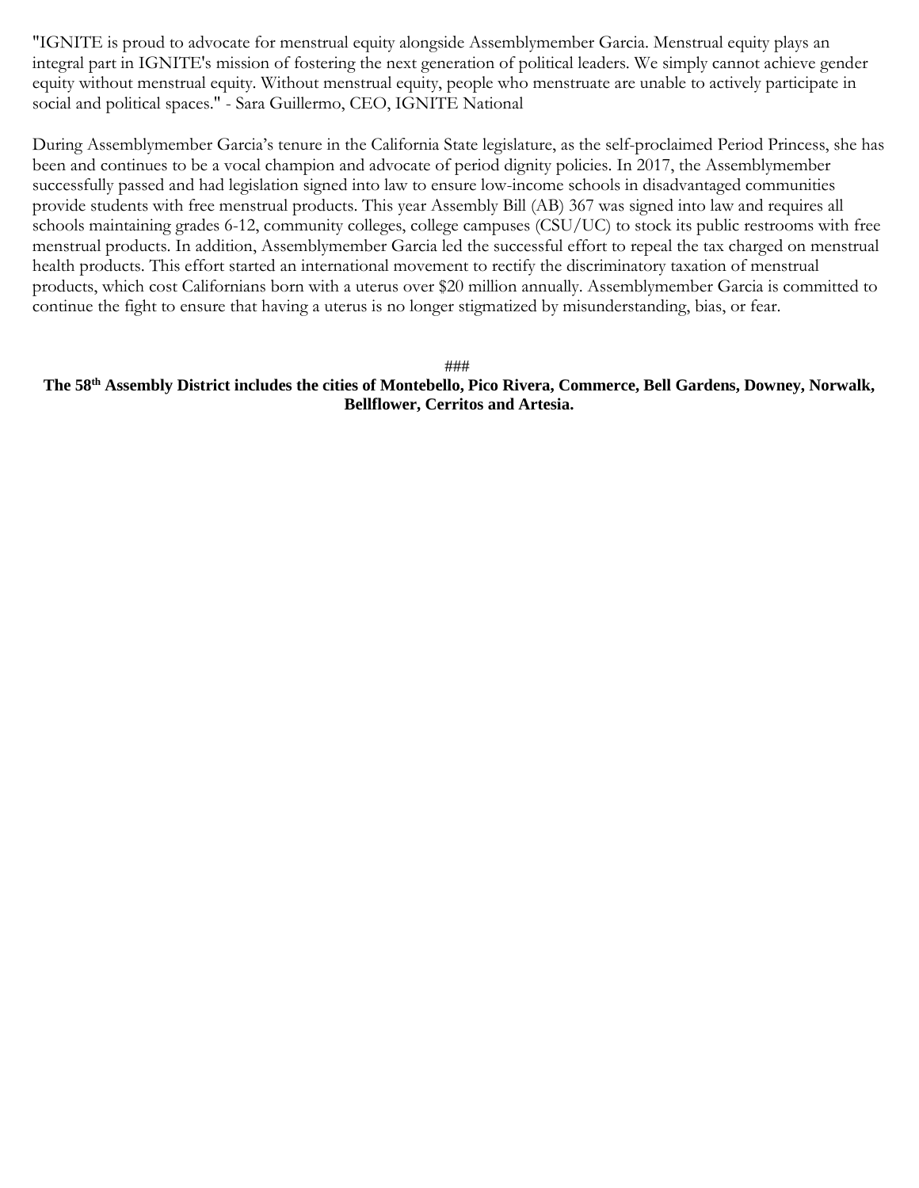"IGNITE is proud to advocate for menstrual equity alongside Assemblymember Garcia. Menstrual equity plays an integral part in IGNITE's mission of fostering the next generation of political leaders. We simply cannot achieve gender equity without menstrual equity. Without menstrual equity, people who menstruate are unable to actively participate in social and political spaces." - Sara Guillermo, CEO, IGNITE National

During Assemblymember Garcia's tenure in the California State legislature, as the self-proclaimed Period Princess, she has been and continues to be a vocal champion and advocate of period dignity policies. In 2017, the Assemblymember successfully passed and had legislation signed into law to ensure low-income schools in disadvantaged communities provide students with free menstrual products. This year Assembly Bill (AB) 367 was signed into law and requires all schools maintaining grades 6-12, community colleges, college campuses (CSU/UC) to stock its public restrooms with free menstrual products. In addition, Assemblymember Garcia led the successful effort to repeal the tax charged on menstrual health products. This effort started an international movement to rectify the discriminatory taxation of menstrual products, which cost Californians born with a uterus over $20 million annually. Assemblymember Garcia is committed to continue the fight to ensure that having a uterus is no longer stigmatized by misunderstanding, bias, or fear.

###

**The 58th Assembly District includes the cities of Montebello, Pico Rivera, Commerce, Bell Gardens, Downey, Norwalk, Bellflower, Cerritos and Artesia.**